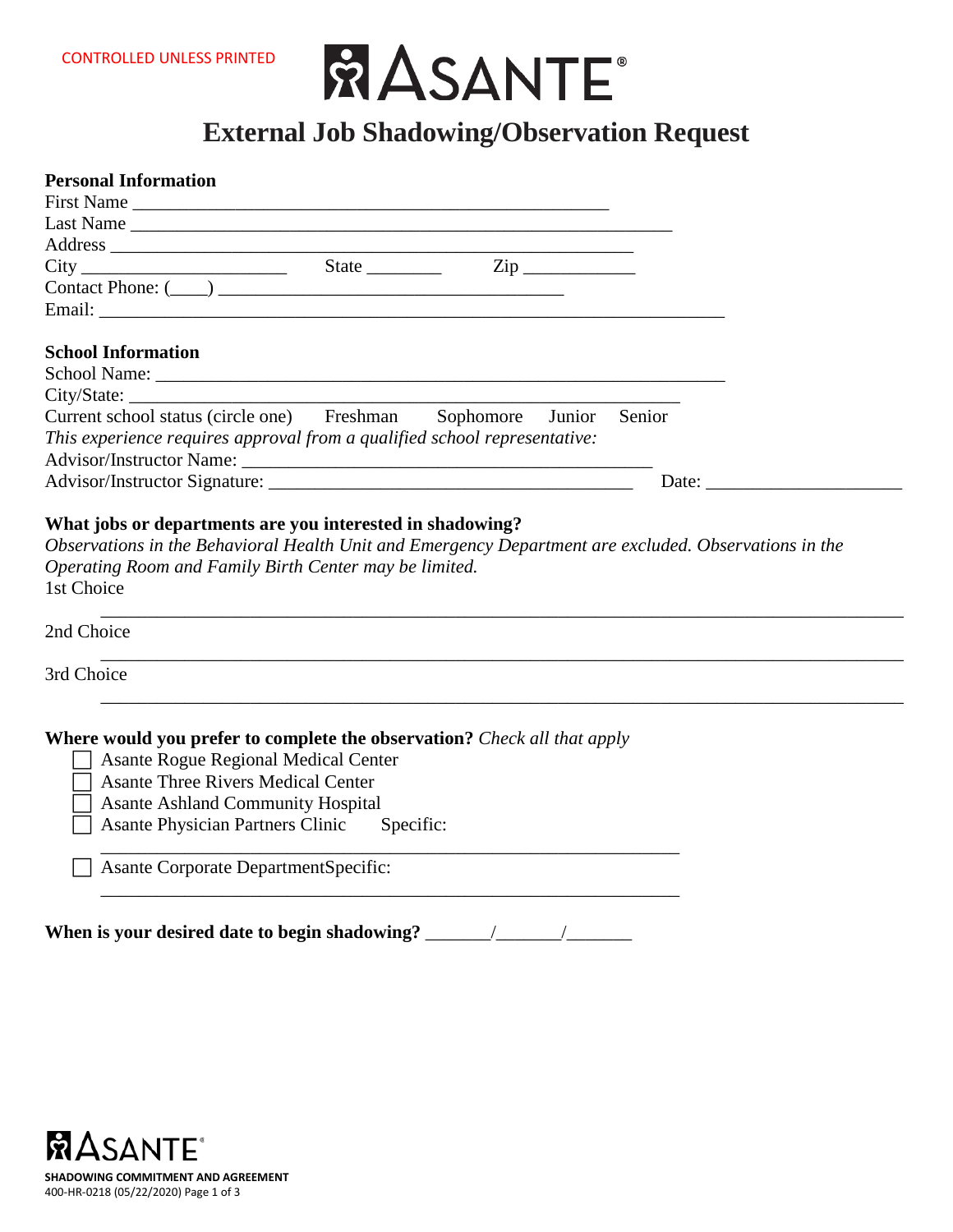CONTROLLED UNLESS PRINTED

# External Job Shadowing/Observation Request

**Personal Information**

First Name ______________________________________________

Last Name _______________________________________________________

Address ____________________________________________________

City ____________________ State ________ Zip ___________

Contact Phone: (____) __________________________________

Email: ______________________________________________________________

**School Information**

School Name: ________________________________________________________

City/State: ______________________________________________________

Current school status (circle one) Freshman Sophomore Junior Senior

*This experience requires approval from a qualified school representative:*

Advisor/Instructor Name: ________________________________________

Advisor/Instructor Signature: ____________________________________ Date: ___________________

**What jobs or departments are you interested in shadowing?**

*Observations in the Behavioral Health Unit and Emergency Department are excluded. Observations in the Operating Room and Family Birth Center may be limited.*

1st Choice

______________________________________________________________________________

2nd Choice

______________________________________________________________________________

3rd Choice

______________________________________________________________________________

**Where would you prefer to complete the observation?** *Check all that apply*

- ☐ Asante Rogue Regional Medical Center
- ☐ Asante Three Rivers Medical Center
- ☐ Asante Ashland Community Hospital
- ☐ Asante Physician Partners Clinic Specific: ____________________________________________________________
- ☐ Asante Corporate DepartmentSpecific: ____________________________________________________________

**When is your desired date to begin shadowing?** _______/_______/_______

SHADOWING COMMITMENT AND AGREEMENT

400-HR-0218 (05/22/2020)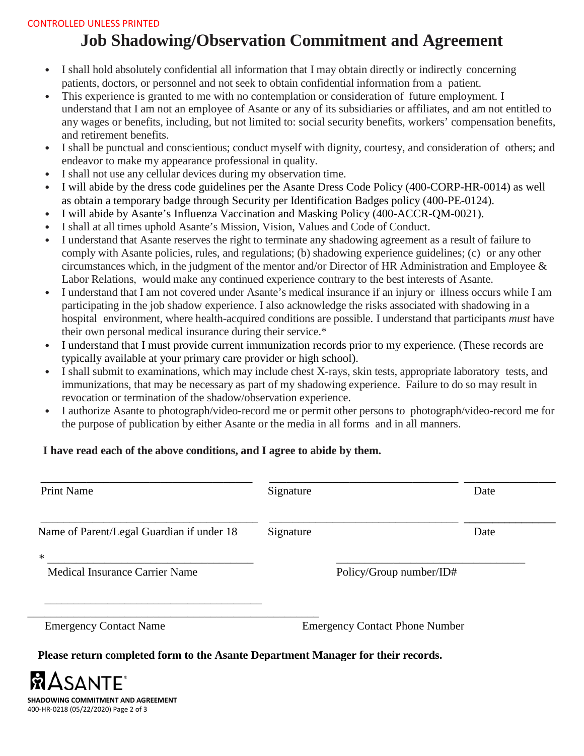CONTROLLED UNLESS PRINTED

# Job Shadowing/Observation Commitment and Agreement

- I shall hold absolutely confidential all information that I may obtain directly or indirectly concerning patients, doctors, or personnel and not seek to obtain confidential information from a patient.
- This experience is granted to me with no contemplation or consideration of future employment. I understand that I am not an employee of Asante or any of its subsidiaries or affiliates, and am not entitled to any wages or benefits, including, but not limited to: social security benefits, workers' compensation benefits, and retirement benefits.
- I shall be punctual and conscientious; conduct myself with dignity, courtesy, and consideration of others; and endeavor to make my appearance professional in quality.
- I shall not use any cellular devices during my observation time.
- I will abide by the dress code guidelines per the Asante Dress Code Policy (400-CORP-HR-0014) as well as obtain a temporary badge through Security per Identification Badges policy (400-PE-0124).
- I will abide by Asante's Influenza Vaccination and Masking Policy (400-ACCR-QM-0021).
- I shall at all times uphold Asante's Mission, Vision, Values and Code of Conduct.
- I understand that Asante reserves the right to terminate any shadowing agreement as a result of failure to comply with Asante policies, rules, and regulations; (b) shadowing experience guidelines; (c) or any other circumstances which, in the judgment of the mentor and/or Director of HR Administration and Employee & Labor Relations, would make any continued experience contrary to the best interests of Asante.
- I understand that I am not covered under Asante's medical insurance if an injury or illness occurs while I am participating in the job shadow experience. I also acknowledge the risks associated with shadowing in a hospital environment, where health-acquired conditions are possible. I understand that participants *must* have their own personal medical insurance during their service.*
- I understand that I must provide current immunization records prior to my experience. (These records are typically available at your primary care provider or high school).
- I shall submit to examinations, which may include chest X-rays, skin tests, appropriate laboratory tests, and immunizations, that may be necessary as part of my shadowing experience. Failure to do so may result in revocation or termination of the shadow/observation experience.
- I authorize Asante to photograph/video-record me or permit other persons to photograph/video-record me for the purpose of publication by either Asante or the media in all forms and in all manners.

**I have read each of the above conditions, and I agree to abide by them.**

______________________________ ______________________________ ______________

Print Name Signature Date

______________________________ ______________________________ ______________

Name of Parent/Legal Guardian if under 18 Signature Date

\* ______________________________ ______________________________

Medical Insurance Carrier Name Policy/Group number/ID#

______________________________ ______________________________

Emergency Contact Name Emergency Contact Phone Number

**Please return completed form to the Asante Department Manager for their records.**

ASANTE®

**SHADOWING COMMITMENT AND AGREEMENT**

400-HR-0218 (05/22/2020)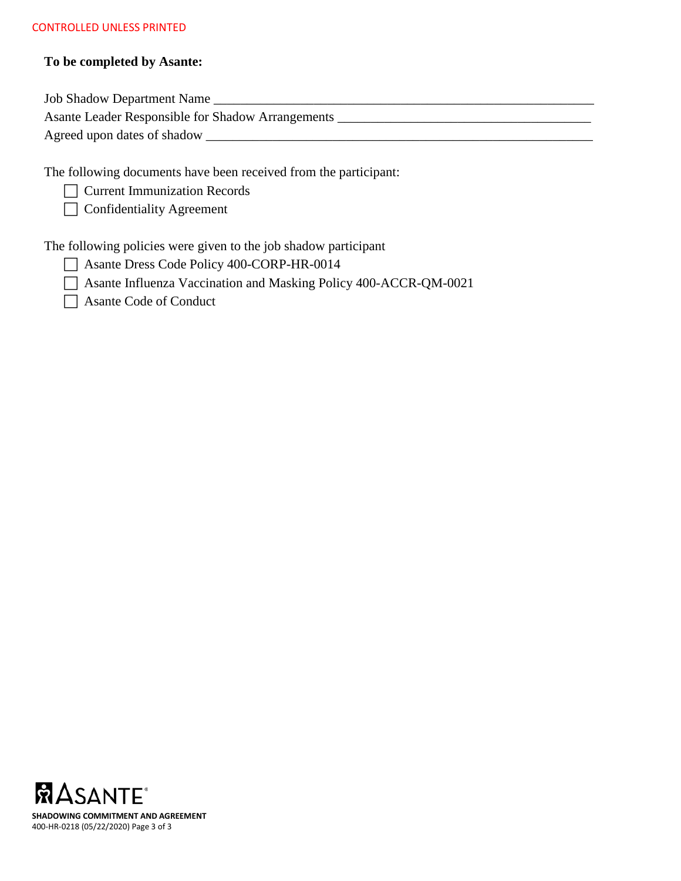**To be completed by Asante:**

Job Shadow Department Name \_\_\_\_\_\_\_\_\_\_\_\_\_\_\_\_\_\_\_\_\_\_\_\_\_\_\_\_\_\_\_\_\_\_\_\_\_\_\_\_\_\_\_\_\_\_\_\_\_\_\_\_\_\_\_\_\_\_
Asante Leader Responsible for Shadow Arrangements \_\_\_\_\_\_\_\_\_\_\_\_\_\_\_\_\_\_\_\_\_\_\_\_\_\_\_\_\_\_\_\_\_\_\_\_\_\_
Agreed upon dates of shadow \_\_\_\_\_\_\_\_\_\_\_\_\_\_\_\_\_\_\_\_\_\_\_\_\_\_\_\_\_\_\_\_\_\_\_\_\_\_\_\_\_\_\_\_\_\_\_\_\_\_\_\_\_\_\_\_\_\_

The following documents have been received from the participant:

- ☐ Current Immunization Records
- ☐ Confidentiality Agreement

The following policies were given to the job shadow participant

- ☐ Asante Dress Code Policy 400-CORP-HR-0014
- ☐ Asante Influenza Vaccination and Masking Policy 400-ACCR-QM-0021
- ☐ Asante Code of Conduct